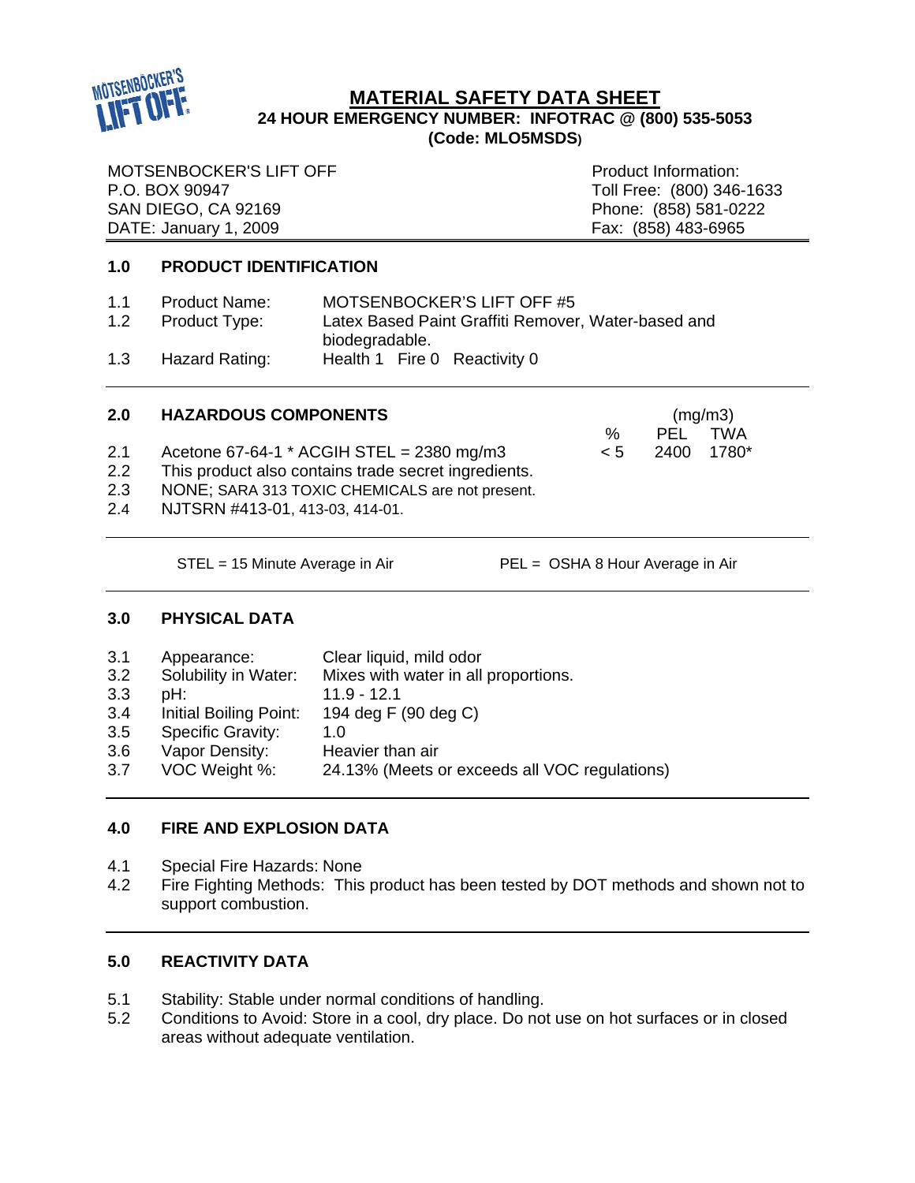# MATERIAL SAFETY DATA SHEET

**24 HOUR EMERGENCY NUMBER: INFOTRAC @ (800) 535-5053**
**(Code: MLO5MSDS)**

MOTSENBOCKER'S LIFT OFF
P.O. BOX 90947
SAN DIEGO, CA 92169
DATE: January 1, 2009

Product Information:
Toll Free: (800) 346-1633
Phone: (858) 581-0222
Fax: (858) 483-6965

## 1.0 PRODUCT IDENTIFICATION

| | | |
|---|---|---|
| 1.1 | Product Name: | MOTSENBOCKER'S LIFT OFF #5 |
| 1.2 | Product Type: | Latex Based Paint Graffiti Remover, Water-based and biodegradable. |
| 1.3 | Hazard Rating: | Health 1 Fire 0 Reactivity 0 |

## 2.0 HAZARDOUS COMPONENTS

| | | % | PEL (mg/m3) | TWA (mg/m3) |
|---|---|---|---|---|
| 2.1 | Acetone 67-64-1 * ACGIH STEL = 2380 mg/m3 | < 5 | 2400 | 1780* |
| 2.2 | This product also contains trade secret ingredients. | | | |
| 2.3 | NONE; SARA 313 TOXIC CHEMICALS are not present. | | | |
| 2.4 | NJTSRN #413-01, 413-03, 414-01. | | | |

STEL = 15 Minute Average in Air PEL = OSHA 8 Hour Average in Air

## 3.0 PHYSICAL DATA

| | | |
|---|---|---|
| 3.1 | Appearance: | Clear liquid, mild odor |
| 3.2 | Solubility in Water: | Mixes with water in all proportions. |
| 3.3 | pH: | 11.9 - 12.1 |
| 3.4 | Initial Boiling Point: | 194 deg F (90 deg C) |
| 3.5 | Specific Gravity: | 1.0 |
| 3.6 | Vapor Density: | Heavier than air |
| 3.7 | VOC Weight %: | 24.13% (Meets or exceeds all VOC regulations) |

## 4.0 FIRE AND EXPLOSION DATA

4.1 Special Fire Hazards: None

4.2 Fire Fighting Methods: This product has been tested by DOT methods and shown not to support combustion.

## 5.0 REACTIVITY DATA

5.1 Stability: Stable under normal conditions of handling.

5.2 Conditions to Avoid: Store in a cool, dry place. Do not use on hot surfaces or in closed areas without adequate ventilation.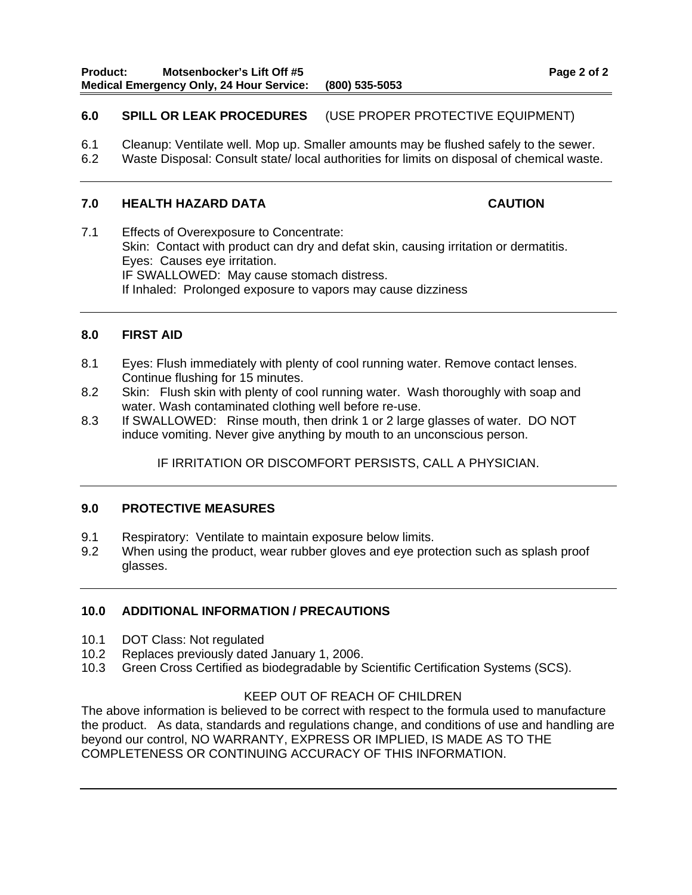## 6.0 SPILL OR LEAK PROCEDURES (USE PROPER PROTECTIVE EQUIPMENT)

6.1 Cleanup: Ventilate well. Mop up. Smaller amounts may be flushed safely to the sewer.
6.2 Waste Disposal: Consult state/ local authorities for limits on disposal of chemical waste.

---

## 7.0 HEALTH HAZARD DATA — CAUTION

7.1 Effects of Overexposure to Concentrate:
Skin: Contact with product can dry and defat skin, causing irritation or dermatitis.
Eyes: Causes eye irritation.
IF SWALLOWED: May cause stomach distress.
If Inhaled: Prolonged exposure to vapors may cause dizziness

---

## 8.0 FIRST AID

8.1 Eyes: Flush immediately with plenty of cool running water. Remove contact lenses. Continue flushing for 15 minutes.
8.2 Skin: Flush skin with plenty of cool running water. Wash thoroughly with soap and water. Wash contaminated clothing well before re-use.
8.3 If SWALLOWED: Rinse mouth, then drink 1 or 2 large glasses of water. DO NOT induce vomiting. Never give anything by mouth to an unconscious person.

IF IRRITATION OR DISCOMFORT PERSISTS, CALL A PHYSICIAN.

---

## 9.0 PROTECTIVE MEASURES

9.1 Respiratory: Ventilate to maintain exposure below limits.
9.2 When using the product, wear rubber gloves and eye protection such as splash proof glasses.

---

## 10.0 ADDITIONAL INFORMATION / PRECAUTIONS

10.1 DOT Class: Not regulated
10.2 Replaces previously dated January 1, 2006.
10.3 Green Cross Certified as biodegradable by Scientific Certification Systems (SCS).

KEEP OUT OF REACH OF CHILDREN

The above information is believed to be correct with respect to the formula used to manufacture the product. As data, standards and regulations change, and conditions of use and handling are beyond our control, NO WARRANTY, EXPRESS OR IMPLIED, IS MADE AS TO THE COMPLETENESS OR CONTINUING ACCURACY OF THIS INFORMATION.